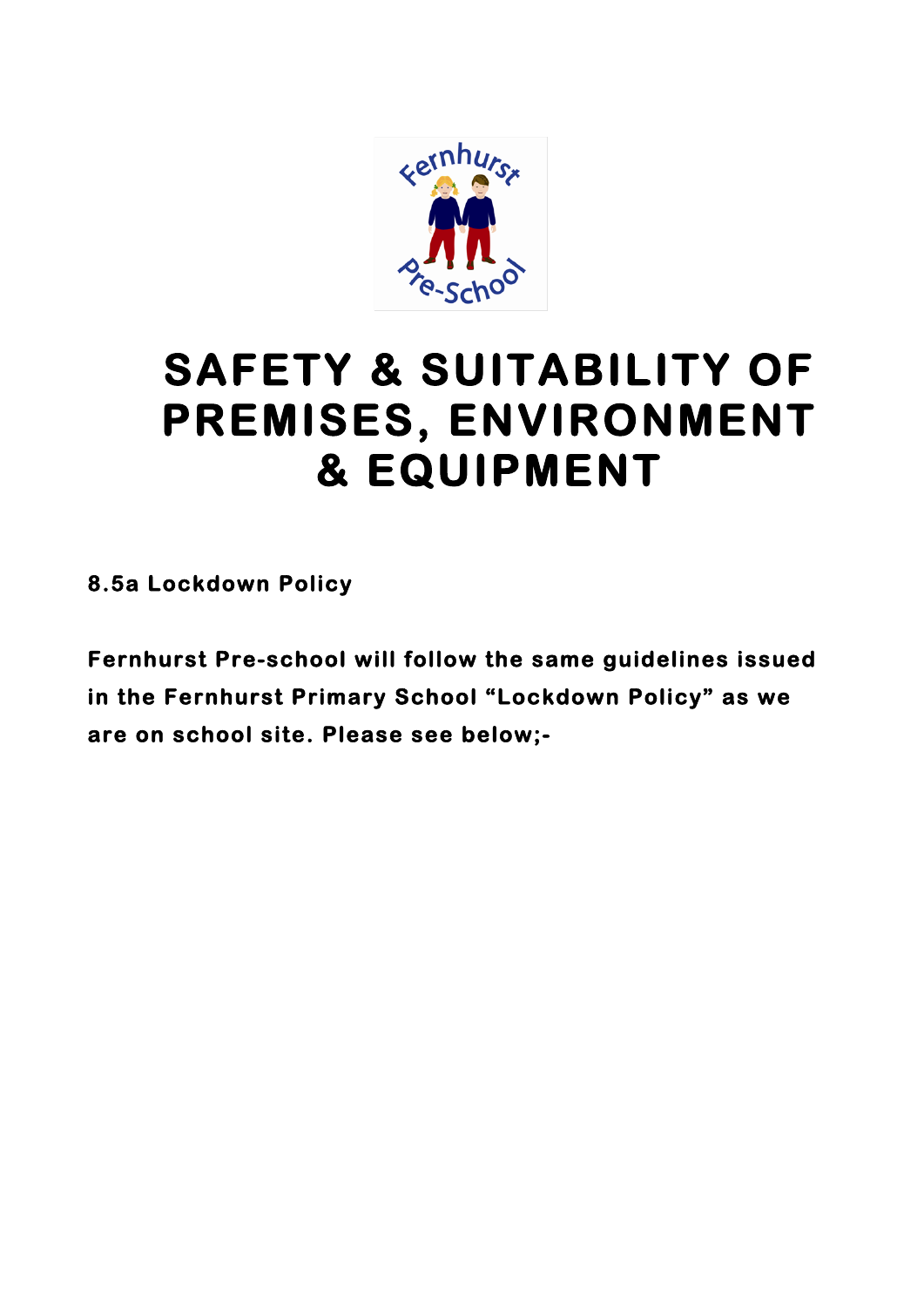# SAFETY & SUITABILITY OF PREMISES, ENVIRONMENT & EQUIPMENT

**8.5a Lockdown Policy**

**Fernhurst Pre-school will follow the same guidelines issued in the Fernhurst Primary School "Lockdown Policy" as we are on school site. Please see below;-**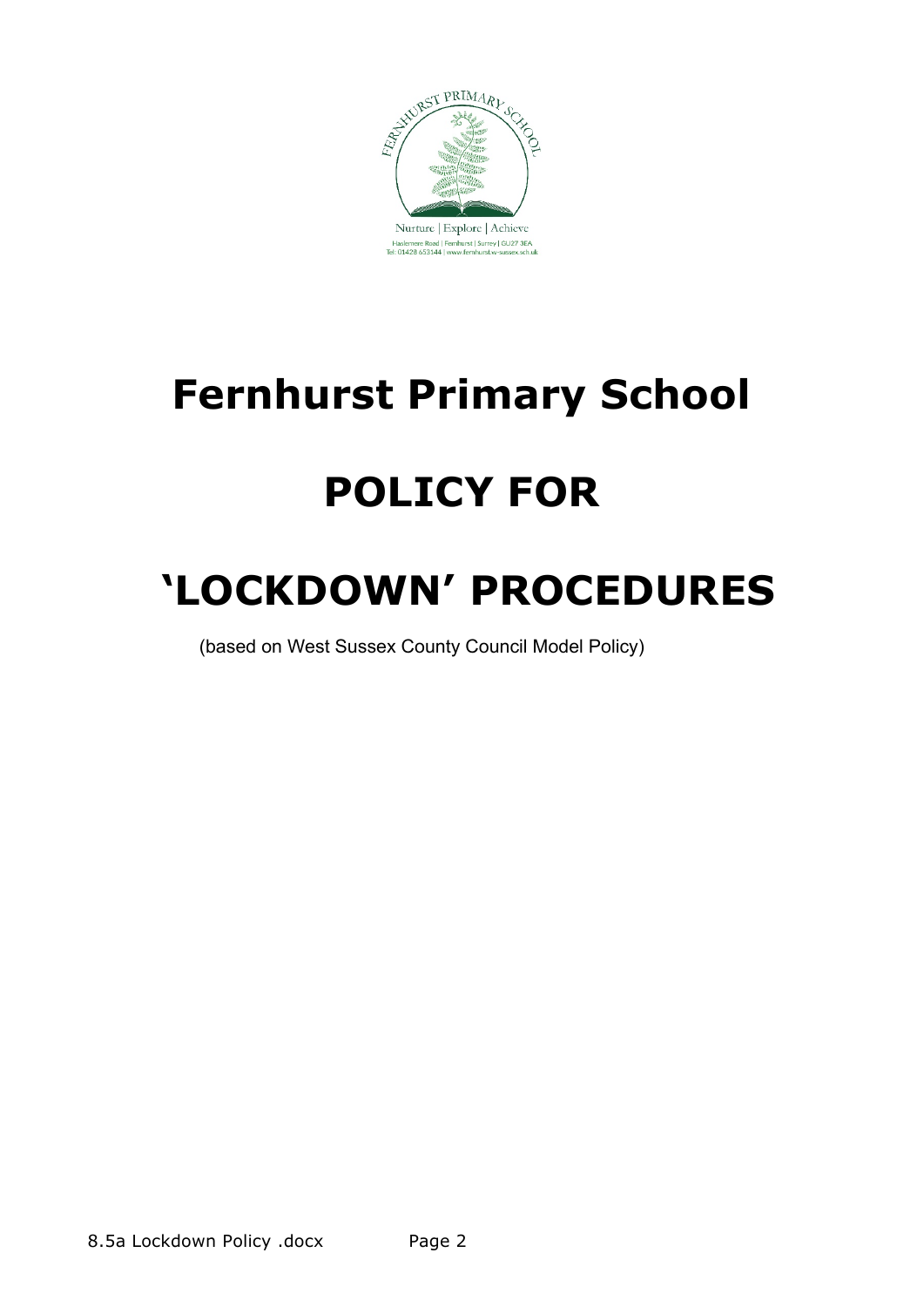Nurture | Explore | Achieve

Haslemere Road | Fernhurst | Surrey | GU27 3EA
Tel: 01428 653144 | www.fernhurst.w-sussex.sch.uk

# Fernhurst Primary School

# POLICY FOR

# 'LOCKDOWN' PROCEDURES

(based on West Sussex County Council Model Policy)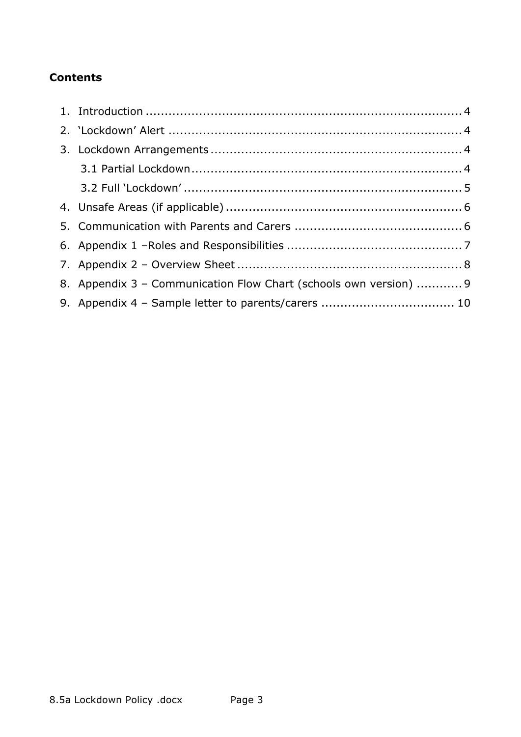## Contents

1. Introduction ........................................................................ 4
2. 'Lockdown' Alert ................................................................... 4
3. Lockdown Arrangements ......................................................... 4
   3.1 Partial Lockdown ............................................................. 4
   3.2 Full 'Lockdown' ............................................................... 5
4. Unsafe Areas (if applicable) ..................................................... 6
5. Communication with Parents and Carers ..................................... 6
6. Appendix 1 –Roles and Responsibilities ...................................... 7
7. Appendix 2 – Overview Sheet .................................................... 8
8. Appendix 3 – Communication Flow Chart (schools own version) ........... 9
9. Appendix 4 – Sample letter to parents/carers ................................. 10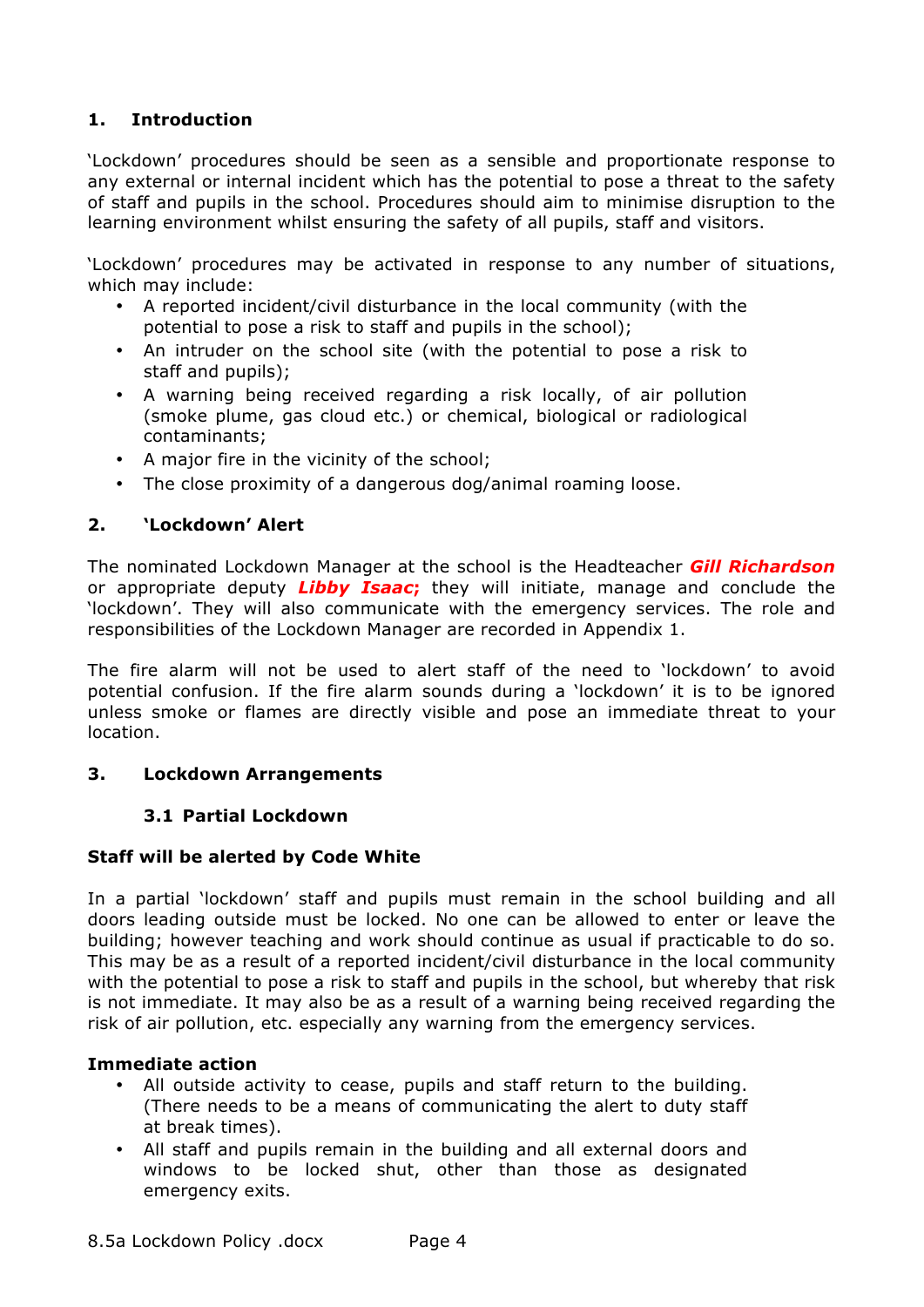## 1. Introduction

'Lockdown' procedures should be seen as a sensible and proportionate response to any external or internal incident which has the potential to pose a threat to the safety of staff and pupils in the school. Procedures should aim to minimise disruption to the learning environment whilst ensuring the safety of all pupils, staff and visitors.

'Lockdown' procedures may be activated in response to any number of situations, which may include:

- A reported incident/civil disturbance in the local community (with the potential to pose a risk to staff and pupils in the school);
- An intruder on the school site (with the potential to pose a risk to staff and pupils);
- A warning being received regarding a risk locally, of air pollution (smoke plume, gas cloud etc.) or chemical, biological or radiological contaminants;
- A major fire in the vicinity of the school;
- The close proximity of a dangerous dog/animal roaming loose.

## 2. 'Lockdown' Alert

The nominated Lockdown Manager at the school is the Headteacher ***Gill Richardson*** or appropriate deputy ***Libby Isaac;*** they will initiate, manage and conclude the 'lockdown'. They will also communicate with the emergency services. The role and responsibilities of the Lockdown Manager are recorded in Appendix 1.

The fire alarm will not be used to alert staff of the need to 'lockdown' to avoid potential confusion. If the fire alarm sounds during a 'lockdown' it is to be ignored unless smoke or flames are directly visible and pose an immediate threat to your location.

## 3. Lockdown Arrangements

### 3.1 Partial Lockdown

**Staff will be alerted by Code White**

In a partial 'lockdown' staff and pupils must remain in the school building and all doors leading outside must be locked. No one can be allowed to enter or leave the building; however teaching and work should continue as usual if practicable to do so. This may be as a result of a reported incident/civil disturbance in the local community with the potential to pose a risk to staff and pupils in the school, but whereby that risk is not immediate. It may also be as a result of a warning being received regarding the risk of air pollution, etc. especially any warning from the emergency services.

**Immediate action**

- All outside activity to cease, pupils and staff return to the building. (There needs to be a means of communicating the alert to duty staff at break times).
- All staff and pupils remain in the building and all external doors and windows to be locked shut, other than those as designated emergency exits.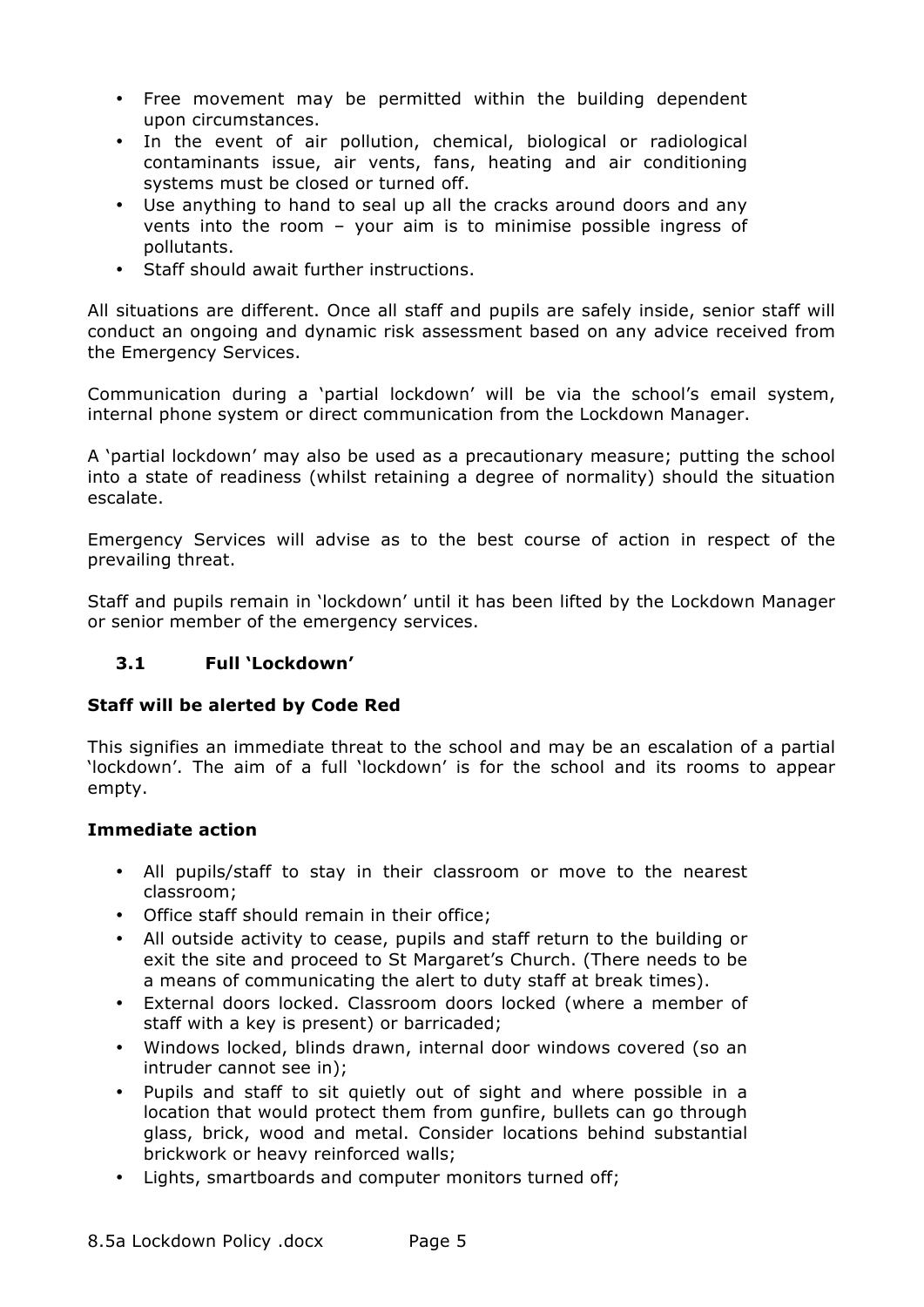- Free movement may be permitted within the building dependent upon circumstances.
- In the event of air pollution, chemical, biological or radiological contaminants issue, air vents, fans, heating and air conditioning systems must be closed or turned off.
- Use anything to hand to seal up all the cracks around doors and any vents into the room – your aim is to minimise possible ingress of pollutants.
- Staff should await further instructions.

All situations are different. Once all staff and pupils are safely inside, senior staff will conduct an ongoing and dynamic risk assessment based on any advice received from the Emergency Services.

Communication during a 'partial lockdown' will be via the school's email system, internal phone system or direct communication from the Lockdown Manager.

A 'partial lockdown' may also be used as a precautionary measure; putting the school into a state of readiness (whilst retaining a degree of normality) should the situation escalate.

Emergency Services will advise as to the best course of action in respect of the prevailing threat.

Staff and pupils remain in 'lockdown' until it has been lifted by the Lockdown Manager or senior member of the emergency services.

### 3.1 Full 'Lockdown'

**Staff will be alerted by Code Red**

This signifies an immediate threat to the school and may be an escalation of a partial 'lockdown'. The aim of a full 'lockdown' is for the school and its rooms to appear empty.

**Immediate action**

- All pupils/staff to stay in their classroom or move to the nearest classroom;
- Office staff should remain in their office;
- All outside activity to cease, pupils and staff return to the building or exit the site and proceed to St Margaret's Church. (There needs to be a means of communicating the alert to duty staff at break times).
- External doors locked. Classroom doors locked (where a member of staff with a key is present) or barricaded;
- Windows locked, blinds drawn, internal door windows covered (so an intruder cannot see in);
- Pupils and staff to sit quietly out of sight and where possible in a location that would protect them from gunfire, bullets can go through glass, brick, wood and metal. Consider locations behind substantial brickwork or heavy reinforced walls;
- Lights, smartboards and computer monitors turned off;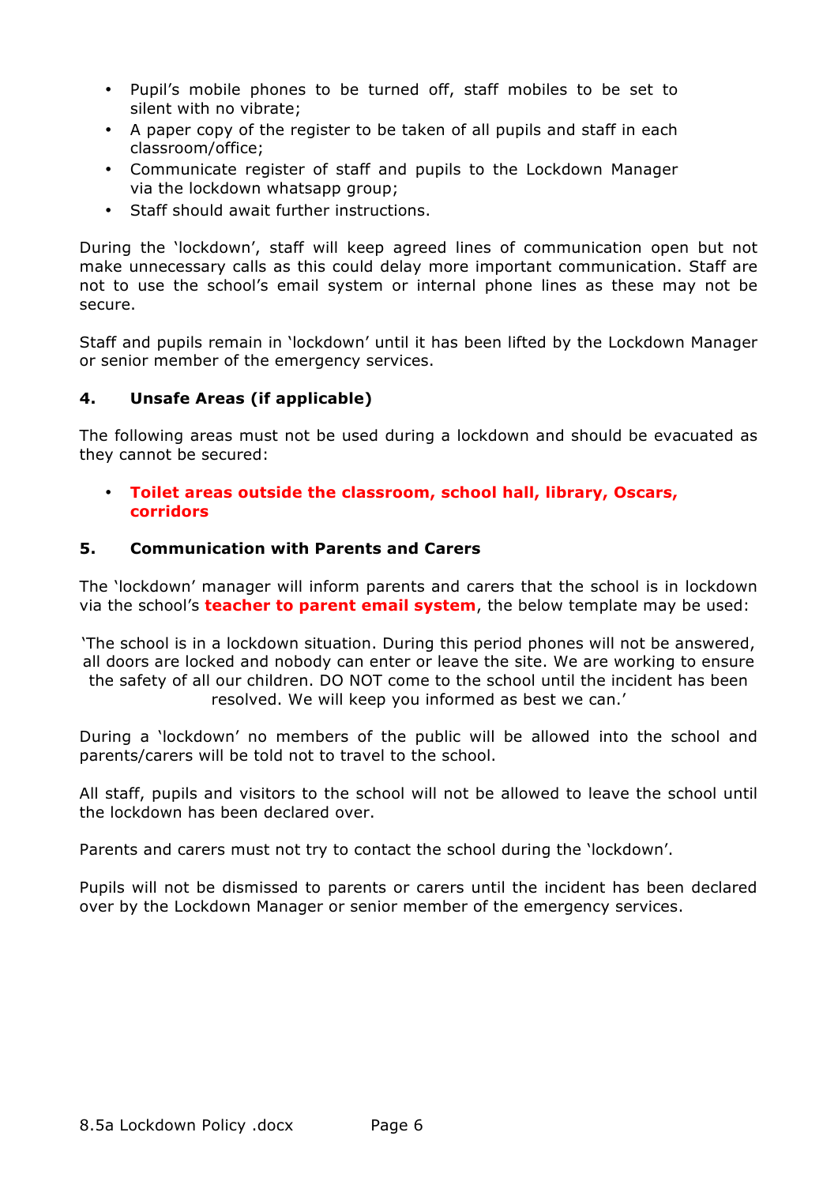- Pupil's mobile phones to be turned off, staff mobiles to be set to silent with no vibrate;
- A paper copy of the register to be taken of all pupils and staff in each classroom/office;
- Communicate register of staff and pupils to the Lockdown Manager via the lockdown whatsapp group;
- Staff should await further instructions.

During the 'lockdown', staff will keep agreed lines of communication open but not make unnecessary calls as this could delay more important communication. Staff are not to use the school's email system or internal phone lines as these may not be secure.

Staff and pupils remain in 'lockdown' until it has been lifted by the Lockdown Manager or senior member of the emergency services.

## 4. Unsafe Areas (if applicable)

The following areas must not be used during a lockdown and should be evacuated as they cannot be secured:

- **Toilet areas outside the classroom, school hall, library, Oscars, corridors**

## 5. Communication with Parents and Carers

The 'lockdown' manager will inform parents and carers that the school is in lockdown via the school's **teacher to parent email system**, the below template may be used:

'The school is in a lockdown situation. During this period phones will not be answered, all doors are locked and nobody can enter or leave the site. We are working to ensure the safety of all our children. DO NOT come to the school until the incident has been resolved. We will keep you informed as best we can.'

During a 'lockdown' no members of the public will be allowed into the school and parents/carers will be told not to travel to the school.

All staff, pupils and visitors to the school will not be allowed to leave the school until the lockdown has been declared over.

Parents and carers must not try to contact the school during the 'lockdown'.

Pupils will not be dismissed to parents or carers until the incident has been declared over by the Lockdown Manager or senior member of the emergency services.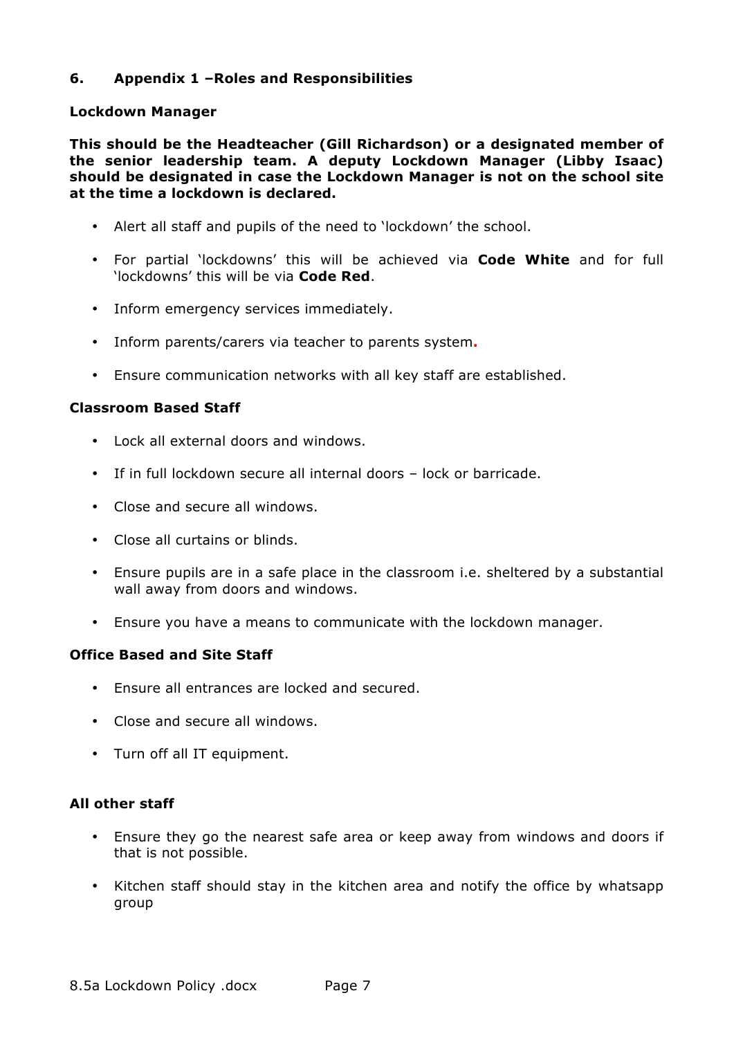## 6. Appendix 1 –Roles and Responsibilities

### Lockdown Manager

**This should be the Headteacher (Gill Richardson) or a designated member of the senior leadership team. A deputy Lockdown Manager (Libby Isaac) should be designated in case the Lockdown Manager is not on the school site at the time a lockdown is declared.**

- Alert all staff and pupils of the need to 'lockdown' the school.
- For partial 'lockdowns' this will be achieved via **Code White** and for full 'lockdowns' this will be via **Code Red**.
- Inform emergency services immediately.
- Inform parents/carers via teacher to parents system.
- Ensure communication networks with all key staff are established.

### Classroom Based Staff

- Lock all external doors and windows.
- If in full lockdown secure all internal doors – lock or barricade.
- Close and secure all windows.
- Close all curtains or blinds.
- Ensure pupils are in a safe place in the classroom i.e. sheltered by a substantial wall away from doors and windows.
- Ensure you have a means to communicate with the lockdown manager.

### Office Based and Site Staff

- Ensure all entrances are locked and secured.
- Close and secure all windows.
- Turn off all IT equipment.

### All other staff

- Ensure they go the nearest safe area or keep away from windows and doors if that is not possible.
- Kitchen staff should stay in the kitchen area and notify the office by whatsapp group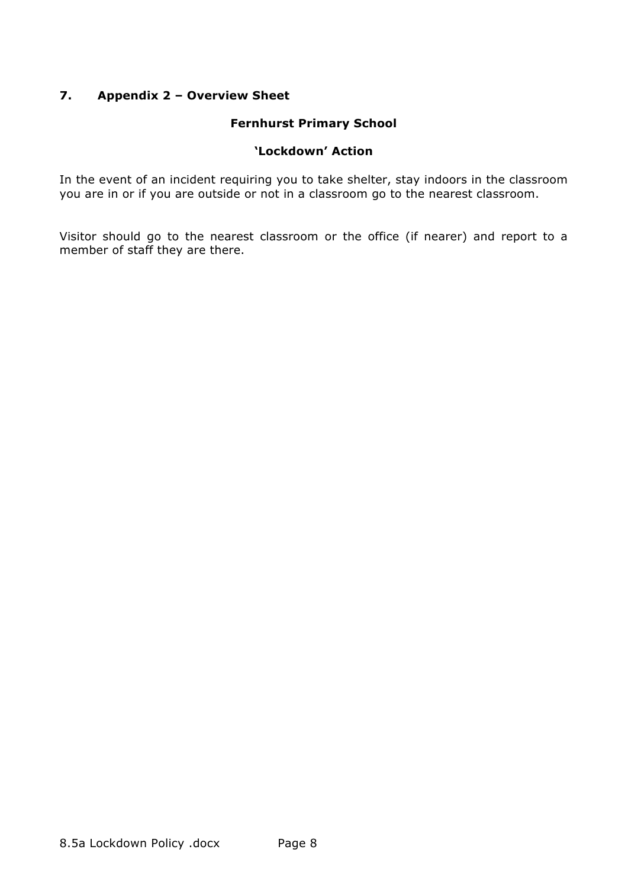## 7. Appendix 2 – Overview Sheet

**Fernhurst Primary School**

**'Lockdown' Action**

In the event of an incident requiring you to take shelter, stay indoors in the classroom you are in or if you are outside or not in a classroom go to the nearest classroom.

Visitor should go to the nearest classroom or the office (if nearer) and report to a member of staff they are there.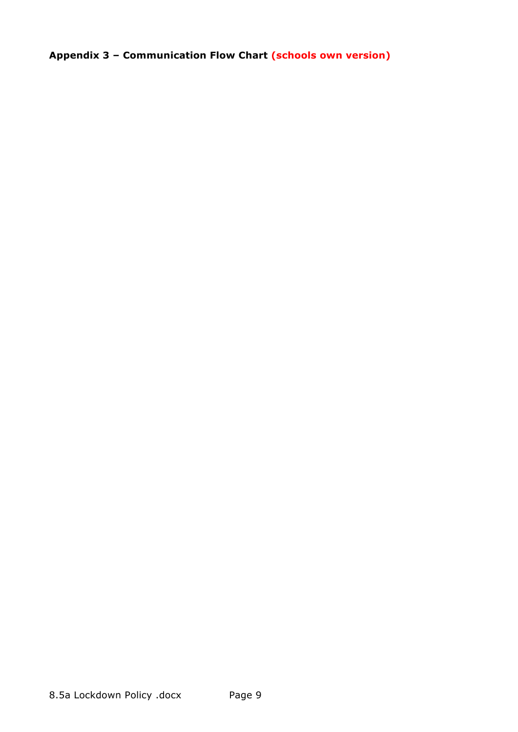**Appendix 3 – Communication Flow Chart (schools own version)**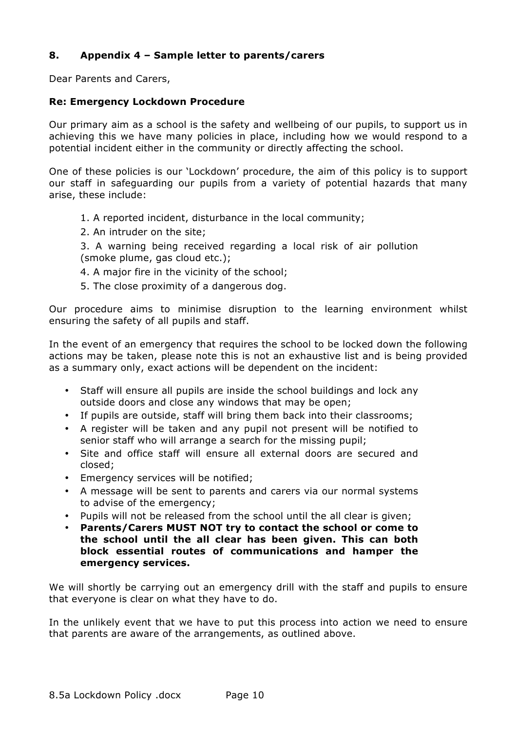## 8. Appendix 4 – Sample letter to parents/carers

Dear Parents and Carers,

**Re: Emergency Lockdown Procedure**

Our primary aim as a school is the safety and wellbeing of our pupils, to support us in achieving this we have many policies in place, including how we would respond to a potential incident either in the community or directly affecting the school.

One of these policies is our 'Lockdown' procedure, the aim of this policy is to support our staff in safeguarding our pupils from a variety of potential hazards that many arise, these include:

1. A reported incident, disturbance in the local community;
2. An intruder on the site;
3. A warning being received regarding a local risk of air pollution (smoke plume, gas cloud etc.);
4. A major fire in the vicinity of the school;
5. The close proximity of a dangerous dog.

Our procedure aims to minimise disruption to the learning environment whilst ensuring the safety of all pupils and staff.

In the event of an emergency that requires the school to be locked down the following actions may be taken, please note this is not an exhaustive list and is being provided as a summary only, exact actions will be dependent on the incident:

- Staff will ensure all pupils are inside the school buildings and lock any outside doors and close any windows that may be open;
- If pupils are outside, staff will bring them back into their classrooms;
- A register will be taken and any pupil not present will be notified to senior staff who will arrange a search for the missing pupil;
- Site and office staff will ensure all external doors are secured and closed;
- Emergency services will be notified;
- A message will be sent to parents and carers via our normal systems to advise of the emergency;
- Pupils will not be released from the school until the all clear is given;
- **Parents/Carers MUST NOT try to contact the school or come to the school until the all clear has been given. This can both block essential routes of communications and hamper the emergency services.**

We will shortly be carrying out an emergency drill with the staff and pupils to ensure that everyone is clear on what they have to do.

In the unlikely event that we have to put this process into action we need to ensure that parents are aware of the arrangements, as outlined above.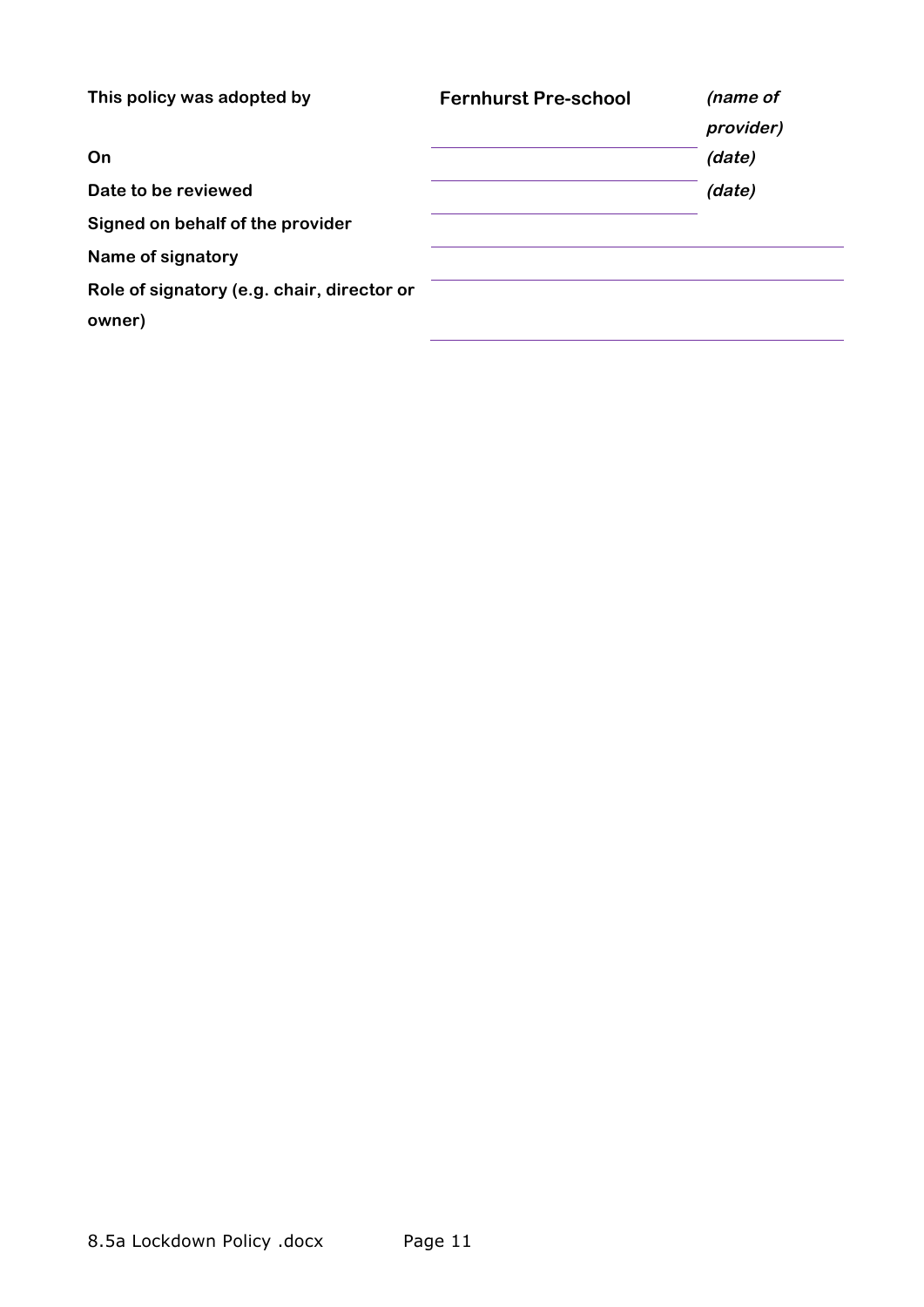| | | |
|---|---|---|
| **This policy was adopted by** | **Fernhurst Pre-school** | ***(name of provider)*** |
| **On** | | ***(date)*** |
| **Date to be reviewed** | | ***(date)*** |
| **Signed on behalf of the provider** | | |
| **Name of signatory** | | |
| **Role of signatory (e.g. chair, director or owner)** | | |